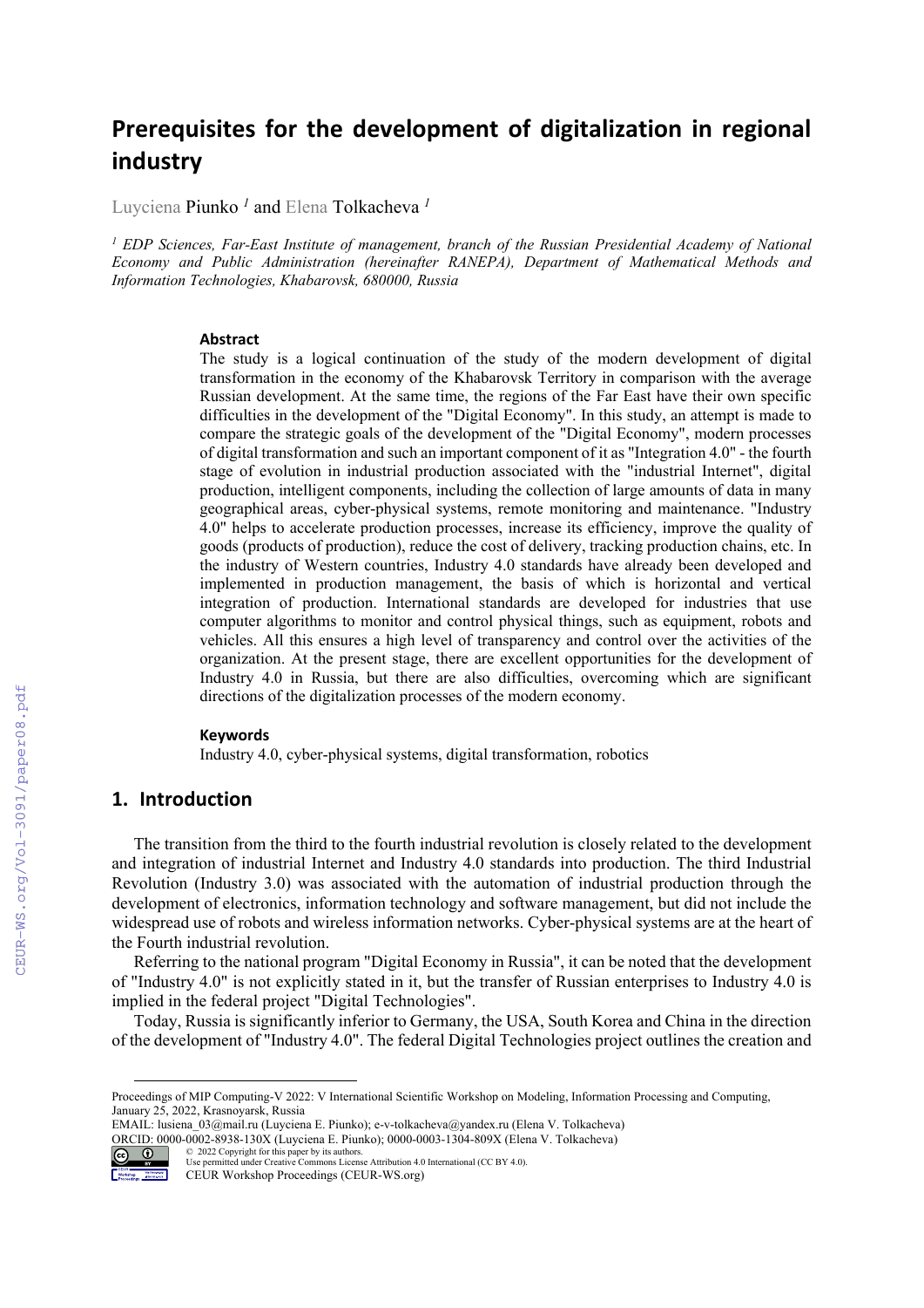# Prerequisites for the development of digitalization in regional industry

Luyciena Piunko [1] and Elena Tolkacheva [1]

[1] *EDP Sciences, Far-East Institute of management, branch of the Russian Presidential Academy of National Economy and Public Administration (hereinafter RANEPA), Department of Mathematical Methods and Information Technologies, Khabarovsk, 680000, Russia*

### Abstract

The study is a logical continuation of the study of the modern development of digital transformation in the economy of the Khabarovsk Territory in comparison with the average Russian development. At the same time, the regions of the Far East have their own specific difficulties in the development of the "Digital Economy". In this study, an attempt is made to compare the strategic goals of the development of the "Digital Economy", modern processes of digital transformation and such an important component of it as "Integration 4.0" - the fourth stage of evolution in industrial production associated with the "industrial Internet", digital production, intelligent components, including the collection of large amounts of data in many geographical areas, cyber-physical systems, remote monitoring and maintenance. "Industry 4.0" helps to accelerate production processes, increase its efficiency, improve the quality of goods (products of production), reduce the cost of delivery, tracking production chains, etc. In the industry of Western countries, Industry 4.0 standards have already been developed and implemented in production management, the basis of which is horizontal and vertical integration of production. International standards are developed for industries that use computer algorithms to monitor and control physical things, such as equipment, robots and vehicles. All this ensures a high level of transparency and control over the activities of the organization. At the present stage, there are excellent opportunities for the development of Industry 4.0 in Russia, but there are also difficulties, overcoming which are significant directions of the digitalization processes of the modern economy.

### Keywords

Industry 4.0, cyber-physical systems, digital transformation, robotics

## 1. Introduction

The transition from the third to the fourth industrial revolution is closely related to the development and integration of industrial Internet and Industry 4.0 standards into production. The third Industrial Revolution (Industry 3.0) was associated with the automation of industrial production through the development of electronics, information technology and software management, but did not include the widespread use of robots and wireless information networks. Cyber-physical systems are at the heart of the Fourth industrial revolution.

Referring to the national program "Digital Economy in Russia", it can be noted that the development of "Industry 4.0" is not explicitly stated in it, but the transfer of Russian enterprises to Industry 4.0 is implied in the federal project "Digital Technologies".

Today, Russia is significantly inferior to Germany, the USA, South Korea and China in the direction of the development of "Industry 4.0". The federal Digital Technologies project outlines the creation and

Proceedings of MIP Computing-V 2022: V International Scientific Workshop on Modeling, Information Processing and Computing, January 25, 2022, Krasnoyarsk, Russia
EMAIL: lusiena_03@mail.ru (Luyciena E. Piunko); e-v-tolkacheva@yandex.ru (Elena V. Tolkacheva)
ORCID: 0000-0002-8938-130X (Luyciena E. Piunko); 0000-0003-1304-809X (Elena V. Tolkacheva)
© 2022 Copyright for this paper by its authors.
Use permitted under Creative Commons License Attribution 4.0 International (CC BY 4.0).
CEUR Workshop Proceedings (CEUR-WS.org)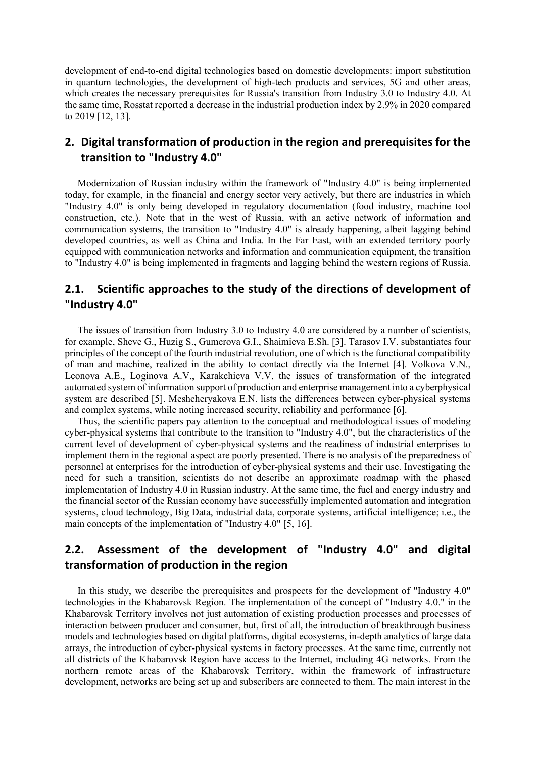development of end-to-end digital technologies based on domestic developments: import substitution in quantum technologies, the development of high-tech products and services, 5G and other areas, which creates the necessary prerequisites for Russia's transition from Industry 3.0 to Industry 4.0. At the same time, Rosstat reported a decrease in the industrial production index by 2.9% in 2020 compared to 2019 [12, 13].

## 2. Digital transformation of production in the region and prerequisites for the transition to "Industry 4.0"

Modernization of Russian industry within the framework of "Industry 4.0" is being implemented today, for example, in the financial and energy sector very actively, but there are industries in which "Industry 4.0" is only being developed in regulatory documentation (food industry, machine tool construction, etc.). Note that in the west of Russia, with an active network of information and communication systems, the transition to "Industry 4.0" is already happening, albeit lagging behind developed countries, as well as China and India. In the Far East, with an extended territory poorly equipped with communication networks and information and communication equipment, the transition to "Industry 4.0" is being implemented in fragments and lagging behind the western regions of Russia.

### 2.1. Scientific approaches to the study of the directions of development of "Industry 4.0"

The issues of transition from Industry 3.0 to Industry 4.0 are considered by a number of scientists, for example, Sheve G., Huzig S., Gumerova G.I., Shaimieva E.Sh. [3]. Tarasov I.V. substantiates four principles of the concept of the fourth industrial revolution, one of which is the functional compatibility of man and machine, realized in the ability to contact directly via the Internet [4]. Volkova V.N., Leonova A.E., Loginova A.V., Karakchieva V.V. the issues of transformation of the integrated automated system of information support of production and enterprise management into a cyberphysical system are described [5]. Meshcheryakova E.N. lists the differences between cyber-physical systems and complex systems, while noting increased security, reliability and performance [6].

Thus, the scientific papers pay attention to the conceptual and methodological issues of modeling cyber-physical systems that contribute to the transition to "Industry 4.0", but the characteristics of the current level of development of cyber-physical systems and the readiness of industrial enterprises to implement them in the regional aspect are poorly presented. There is no analysis of the preparedness of personnel at enterprises for the introduction of cyber-physical systems and their use. Investigating the need for such a transition, scientists do not describe an approximate roadmap with the phased implementation of Industry 4.0 in Russian industry. At the same time, the fuel and energy industry and the financial sector of the Russian economy have successfully implemented automation and integration systems, cloud technology, Big Data, industrial data, corporate systems, artificial intelligence; i.e., the main concepts of the implementation of "Industry 4.0" [5, 16].

### 2.2. Assessment of the development of "Industry 4.0" and digital transformation of production in the region

In this study, we describe the prerequisites and prospects for the development of "Industry 4.0" technologies in the Khabarovsk Region. The implementation of the concept of "Industry 4.0." in the Khabarovsk Territory involves not just automation of existing production processes and processes of interaction between producer and consumer, but, first of all, the introduction of breakthrough business models and technologies based on digital platforms, digital ecosystems, in-depth analytics of large data arrays, the introduction of cyber-physical systems in factory processes. At the same time, currently not all districts of the Khabarovsk Region have access to the Internet, including 4G networks. From the northern remote areas of the Khabarovsk Territory, within the framework of infrastructure development, networks are being set up and subscribers are connected to them. The main interest in the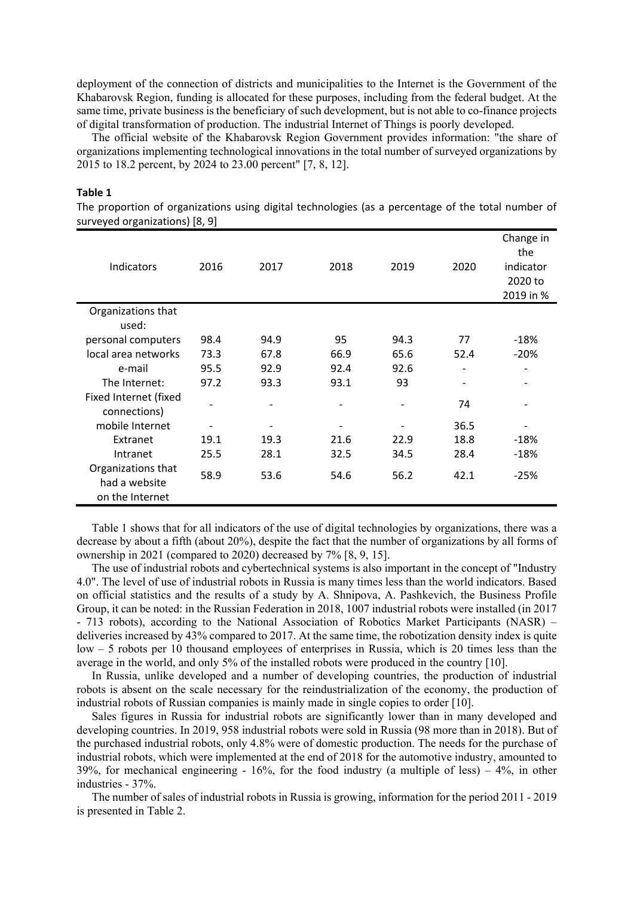deployment of the connection of districts and municipalities to the Internet is the Government of the Khabarovsk Region, funding is allocated for these purposes, including from the federal budget. At the same time, private business is the beneficiary of such development, but is not able to co-finance projects of digital transformation of production. The industrial Internet of Things is poorly developed.

The official website of the Khabarovsk Region Government provides information: "the share of organizations implementing technological innovations in the total number of surveyed organizations by 2015 to 18.2 percent, by 2024 to 23.00 percent" [7, 8, 12].

**Table 1**

The proportion of organizations using digital technologies (as a percentage of the total number of surveyed organizations) [8, 9]

| Indicators | 2016 | 2017 | 2018 | 2019 | 2020 | Change in the indicator 2020 to 2019 in % |
|---|---|---|---|---|---|---|
| Organizations that used: | | | | | | |
| personal computers | 98.4 | 94.9 | 95 | 94.3 | 77 | -18% |
| local area networks | 73.3 | 67.8 | 66.9 | 65.6 | 52.4 | -20% |
| e-mail | 95.5 | 92.9 | 92.4 | 92.6 | - | - |
| The Internet: | 97.2 | 93.3 | 93.1 | 93 | - | - |
| Fixed Internet (fixed connections) | - | - | - | - | 74 | - |
| mobile Internet | - | - | - | - | 36.5 | - |
| Extranet | 19.1 | 19.3 | 21.6 | 22.9 | 18.8 | -18% |
| Intranet | 25.5 | 28.1 | 32.5 | 34.5 | 28.4 | -18% |
| Organizations that had a website on the Internet | 58.9 | 53.6 | 54.6 | 56.2 | 42.1 | -25% |

Table 1 shows that for all indicators of the use of digital technologies by organizations, there was a decrease by about a fifth (about 20%), despite the fact that the number of organizations by all forms of ownership in 2021 (compared to 2020) decreased by 7% [8, 9, 15].

The use of industrial robots and cybertechnical systems is also important in the concept of "Industry 4.0". The level of use of industrial robots in Russia is many times less than the world indicators. Based on official statistics and the results of a study by A. Shnipova, A. Pashkevich, the Business Profile Group, it can be noted: in the Russian Federation in 2018, 1007 industrial robots were installed (in 2017 - 713 robots), according to the National Association of Robotics Market Participants (NASR) – deliveries increased by 43% compared to 2017. At the same time, the robotization density index is quite low – 5 robots per 10 thousand employees of enterprises in Russia, which is 20 times less than the average in the world, and only 5% of the installed robots were produced in the country [10].

In Russia, unlike developed and a number of developing countries, the production of industrial robots is absent on the scale necessary for the reindustrialization of the economy, the production of industrial robots of Russian companies is mainly made in single copies to order [10].

Sales figures in Russia for industrial robots are significantly lower than in many developed and developing countries. In 2019, 958 industrial robots were sold in Russia (98 more than in 2018). But of the purchased industrial robots, only 4.8% were of domestic production. The needs for the purchase of industrial robots, which were implemented at the end of 2018 for the automotive industry, amounted to 39%, for mechanical engineering - 16%, for the food industry (a multiple of less) – 4%, in other industries - 37%.

The number of sales of industrial robots in Russia is growing, information for the period 2011 - 2019 is presented in Table 2.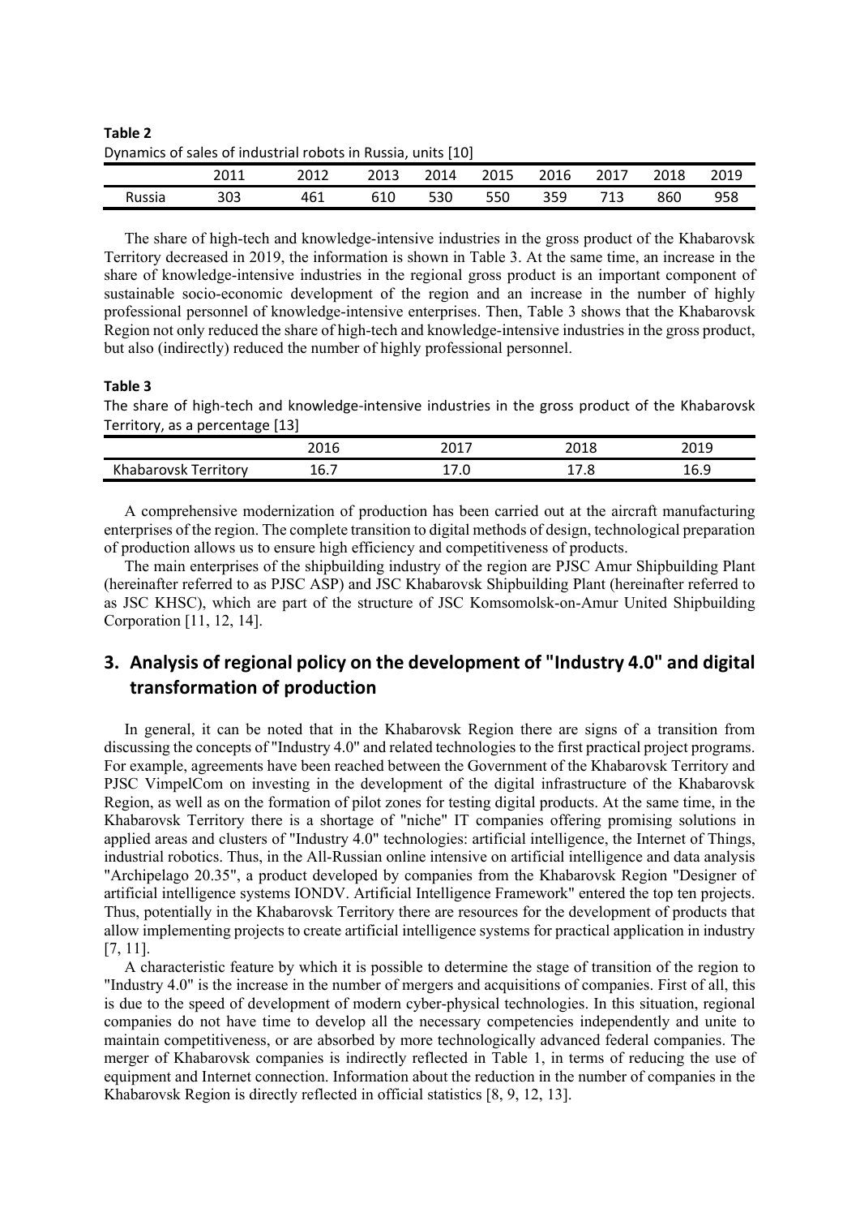**Table 2**
Dynamics of sales of industrial robots in Russia, units [10]

| | 2011 | 2012 | 2013 | 2014 | 2015 | 2016 | 2017 | 2018 | 2019 |
|---|---|---|---|---|---|---|---|---|---|
| Russia | 303 | 461 | 610 | 530 | 550 | 359 | 713 | 860 | 958 |

The share of high-tech and knowledge-intensive industries in the gross product of the Khabarovsk Territory decreased in 2019, the information is shown in Table 3. At the same time, an increase in the share of knowledge-intensive industries in the regional gross product is an important component of sustainable socio-economic development of the region and an increase in the number of highly professional personnel of knowledge-intensive enterprises. Then, Table 3 shows that the Khabarovsk Region not only reduced the share of high-tech and knowledge-intensive industries in the gross product, but also (indirectly) reduced the number of highly professional personnel.

**Table 3**
The share of high-tech and knowledge-intensive industries in the gross product of the Khabarovsk Territory, as a percentage [13]

| | 2016 | 2017 | 2018 | 2019 |
|---|---|---|---|---|
| Khabarovsk Territory | 16.7 | 17.0 | 17.8 | 16.9 |

A comprehensive modernization of production has been carried out at the aircraft manufacturing enterprises of the region. The complete transition to digital methods of design, technological preparation of production allows us to ensure high efficiency and competitiveness of products.

The main enterprises of the shipbuilding industry of the region are PJSC Amur Shipbuilding Plant (hereinafter referred to as PJSC ASP) and JSC Khabarovsk Shipbuilding Plant (hereinafter referred to as JSC KHSC), which are part of the structure of JSC Komsomolsk-on-Amur United Shipbuilding Corporation [11, 12, 14].

## 3. Analysis of regional policy on the development of "Industry 4.0" and digital transformation of production

In general, it can be noted that in the Khabarovsk Region there are signs of a transition from discussing the concepts of "Industry 4.0" and related technologies to the first practical project programs. For example, agreements have been reached between the Government of the Khabarovsk Territory and PJSC VimpelCom on investing in the development of the digital infrastructure of the Khabarovsk Region, as well as on the formation of pilot zones for testing digital products. At the same time, in the Khabarovsk Territory there is a shortage of "niche" IT companies offering promising solutions in applied areas and clusters of "Industry 4.0" technologies: artificial intelligence, the Internet of Things, industrial robotics. Thus, in the All-Russian online intensive on artificial intelligence and data analysis "Archipelago 20.35", a product developed by companies from the Khabarovsk Region "Designer of artificial intelligence systems IONDV. Artificial Intelligence Framework" entered the top ten projects. Thus, potentially in the Khabarovsk Territory there are resources for the development of products that allow implementing projects to create artificial intelligence systems for practical application in industry [7, 11].

A characteristic feature by which it is possible to determine the stage of transition of the region to "Industry 4.0" is the increase in the number of mergers and acquisitions of companies. First of all, this is due to the speed of development of modern cyber-physical technologies. In this situation, regional companies do not have time to develop all the necessary competencies independently and unite to maintain competitiveness, or are absorbed by more technologically advanced federal companies. The merger of Khabarovsk companies is indirectly reflected in Table 1, in terms of reducing the use of equipment and Internet connection. Information about the reduction in the number of companies in the Khabarovsk Region is directly reflected in official statistics [8, 9, 12, 13].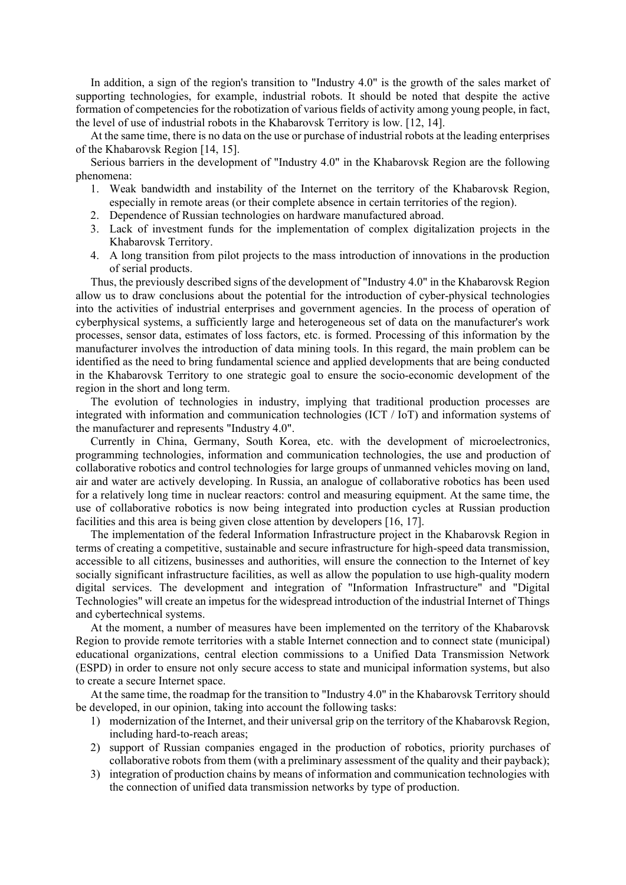In addition, a sign of the region's transition to "Industry 4.0" is the growth of the sales market of supporting technologies, for example, industrial robots. It should be noted that despite the active formation of competencies for the robotization of various fields of activity among young people, in fact, the level of use of industrial robots in the Khabarovsk Territory is low. [12, 14].

At the same time, there is no data on the use or purchase of industrial robots at the leading enterprises of the Khabarovsk Region [14, 15].

Serious barriers in the development of "Industry 4.0" in the Khabarovsk Region are the following phenomena:

1. Weak bandwidth and instability of the Internet on the territory of the Khabarovsk Region, especially in remote areas (or their complete absence in certain territories of the region).
2. Dependence of Russian technologies on hardware manufactured abroad.
3. Lack of investment funds for the implementation of complex digitalization projects in the Khabarovsk Territory.
4. A long transition from pilot projects to the mass introduction of innovations in the production of serial products.

Thus, the previously described signs of the development of "Industry 4.0" in the Khabarovsk Region allow us to draw conclusions about the potential for the introduction of cyber-physical technologies into the activities of industrial enterprises and government agencies. In the process of operation of cyberphysical systems, a sufficiently large and heterogeneous set of data on the manufacturer's work processes, sensor data, estimates of loss factors, etc. is formed. Processing of this information by the manufacturer involves the introduction of data mining tools. In this regard, the main problem can be identified as the need to bring fundamental science and applied developments that are being conducted in the Khabarovsk Territory to one strategic goal to ensure the socio-economic development of the region in the short and long term.

The evolution of technologies in industry, implying that traditional production processes are integrated with information and communication technologies (ICT / IoT) and information systems of the manufacturer and represents "Industry 4.0".

Currently in China, Germany, South Korea, etc. with the development of microelectronics, programming technologies, information and communication technologies, the use and production of collaborative robotics and control technologies for large groups of unmanned vehicles moving on land, air and water are actively developing. In Russia, an analogue of collaborative robotics has been used for a relatively long time in nuclear reactors: control and measuring equipment. At the same time, the use of collaborative robotics is now being integrated into production cycles at Russian production facilities and this area is being given close attention by developers [16, 17].

The implementation of the federal Information Infrastructure project in the Khabarovsk Region in terms of creating a competitive, sustainable and secure infrastructure for high-speed data transmission, accessible to all citizens, businesses and authorities, will ensure the connection to the Internet of key socially significant infrastructure facilities, as well as allow the population to use high-quality modern digital services. The development and integration of "Information Infrastructure" and "Digital Technologies" will create an impetus for the widespread introduction of the industrial Internet of Things and cybertechnical systems.

At the moment, a number of measures have been implemented on the territory of the Khabarovsk Region to provide remote territories with a stable Internet connection and to connect state (municipal) educational organizations, central election commissions to a Unified Data Transmission Network (ESPD) in order to ensure not only secure access to state and municipal information systems, but also to create a secure Internet space.

At the same time, the roadmap for the transition to "Industry 4.0" in the Khabarovsk Territory should be developed, in our opinion, taking into account the following tasks:

1) modernization of the Internet, and their universal grip on the territory of the Khabarovsk Region, including hard-to-reach areas;
2) support of Russian companies engaged in the production of robotics, priority purchases of collaborative robots from them (with a preliminary assessment of the quality and their payback);
3) integration of production chains by means of information and communication technologies with the connection of unified data transmission networks by type of production.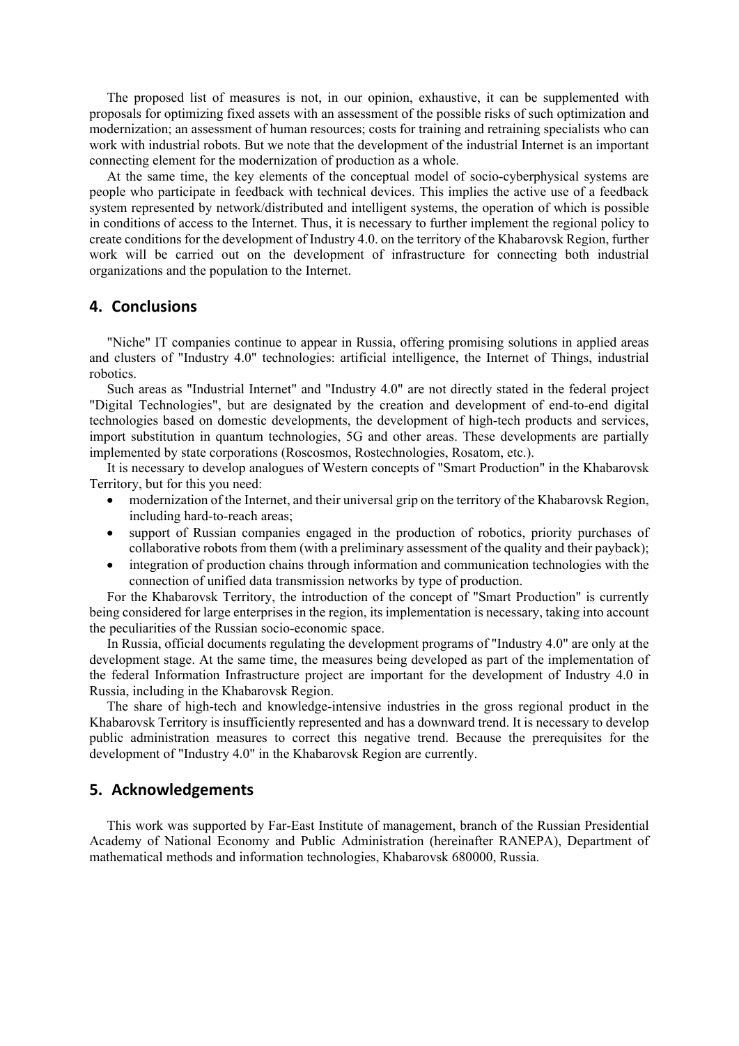The proposed list of measures is not, in our opinion, exhaustive, it can be supplemented with proposals for optimizing fixed assets with an assessment of the possible risks of such optimization and modernization; an assessment of human resources; costs for training and retraining specialists who can work with industrial robots. But we note that the development of the industrial Internet is an important connecting element for the modernization of production as a whole.

At the same time, the key elements of the conceptual model of socio-cyberphysical systems are people who participate in feedback with technical devices. This implies the active use of a feedback system represented by network/distributed and intelligent systems, the operation of which is possible in conditions of access to the Internet. Thus, it is necessary to further implement the regional policy to create conditions for the development of Industry 4.0. on the territory of the Khabarovsk Region, further work will be carried out on the development of infrastructure for connecting both industrial organizations and the population to the Internet.

## 4. Conclusions

"Niche" IT companies continue to appear in Russia, offering promising solutions in applied areas and clusters of "Industry 4.0" technologies: artificial intelligence, the Internet of Things, industrial robotics.

Such areas as "Industrial Internet" and "Industry 4.0" are not directly stated in the federal project "Digital Technologies", but are designated by the creation and development of end-to-end digital technologies based on domestic developments, the development of high-tech products and services, import substitution in quantum technologies, 5G and other areas. These developments are partially implemented by state corporations (Roscosmos, Rostechnologies, Rosatom, etc.).

It is necessary to develop analogues of Western concepts of "Smart Production" in the Khabarovsk Territory, but for this you need:

- modernization of the Internet, and their universal grip on the territory of the Khabarovsk Region, including hard-to-reach areas;
- support of Russian companies engaged in the production of robotics, priority purchases of collaborative robots from them (with a preliminary assessment of the quality and their payback);
- integration of production chains through information and communication technologies with the connection of unified data transmission networks by type of production.

For the Khabarovsk Territory, the introduction of the concept of "Smart Production" is currently being considered for large enterprises in the region, its implementation is necessary, taking into account the peculiarities of the Russian socio-economic space.

In Russia, official documents regulating the development programs of "Industry 4.0" are only at the development stage. At the same time, the measures being developed as part of the implementation of the federal Information Infrastructure project are important for the development of Industry 4.0 in Russia, including in the Khabarovsk Region.

The share of high-tech and knowledge-intensive industries in the gross regional product in the Khabarovsk Territory is insufficiently represented and has a downward trend. It is necessary to develop public administration measures to correct this negative trend. Because the prerequisites for the development of "Industry 4.0" in the Khabarovsk Region are currently.

## 5. Acknowledgements

This work was supported by Far-East Institute of management, branch of the Russian Presidential Academy of National Economy and Public Administration (hereinafter RANEPA), Department of mathematical methods and information technologies, Khabarovsk 680000, Russia.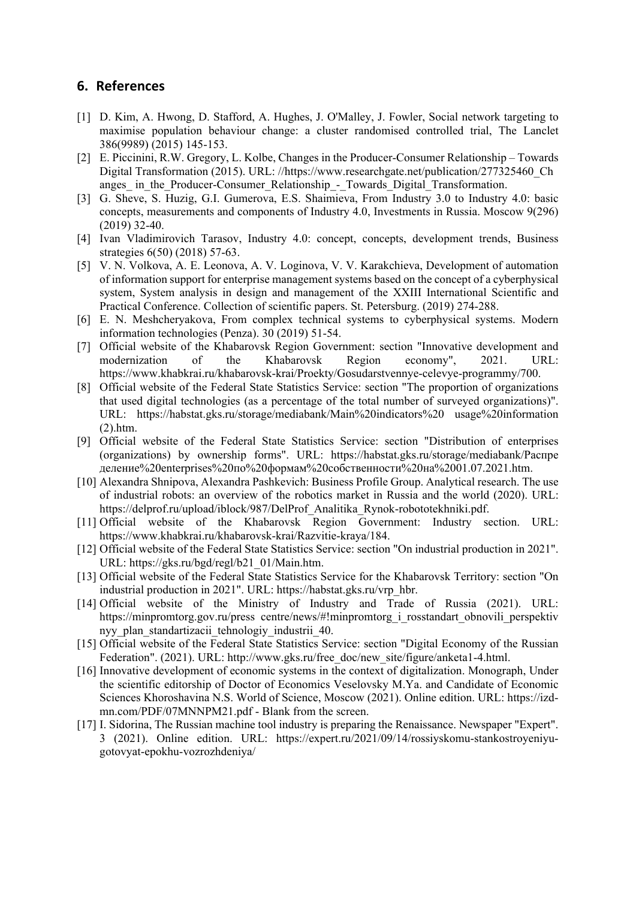## 6. References

[1] D. Kim, A. Hwong, D. Stafford, A. Hughes, J. O'Malley, J. Fowler, Social network targeting to maximise population behaviour change: a cluster randomised controlled trial, The Lanclet 386(9989) (2015) 145-153.

[2] E. Piccinini, R.W. Gregory, L. Kolbe, Changes in the Producer-Consumer Relationship – Towards Digital Transformation (2015). URL: //https://www.researchgate.net/publication/277325460_Changes_ in_the_Producer-Consumer_Relationship_-_Towards_Digital_Transformation.

[3] G. Sheve, S. Huzig, G.I. Gumerova, E.S. Shaimieva, From Industry 3.0 to Industry 4.0: basic concepts, measurements and components of Industry 4.0, Investments in Russia. Moscow 9(296) (2019) 32-40.

[4] Ivan Vladimirovich Tarasov, Industry 4.0: concept, concepts, development trends, Business strategies 6(50) (2018) 57-63.

[5] V. N. Volkova, A. E. Leonova, A. V. Loginova, V. V. Karakchieva, Development of automation of information support for enterprise management systems based on the concept of a cyberphysical system, System analysis in design and management of the XXIII International Scientific and Practical Conference. Collection of scientific papers. St. Petersburg. (2019) 274-288.

[6] E. N. Meshcheryakova, From complex technical systems to cyberphysical systems. Modern information technologies (Penza). 30 (2019) 51-54.

[7] Official website of the Khabarovsk Region Government: section "Innovative development and modernization of the Khabarovsk Region economy", 2021. URL: https://www.khabkrai.ru/khabarovsk-krai/Proekty/Gosudarstvennye-celevye-programmy/700.

[8] Official website of the Federal State Statistics Service: section "The proportion of organizations that used digital technologies (as a percentage of the total number of surveyed organizations)". URL: https://habstat.gks.ru/storage/mediabank/Main%20indicators%20 usage%20information (2).htm.

[9] Official website of the Federal State Statistics Service: section "Distribution of enterprises (organizations) by ownership forms". URL: https://habstat.gks.ru/storage/mediabank/Распределение%20enterprises%20по%20формам%20собственности%20на%2001.07.2021.htm.

[10] Alexandra Shnipova, Alexandra Pashkevich: Business Profile Group. Analytical research. The use of industrial robots: an overview of the robotics market in Russia and the world (2020). URL: https://delprof.ru/upload/iblock/987/DelProf_Analitika_Rynok-robototekhniki.pdf.

[11] Official website of the Khabarovsk Region Government: Industry section. URL: https://www.khabkrai.ru/khabarovsk-krai/Razvitie-kraya/184.

[12] Official website of the Federal State Statistics Service: section "On industrial production in 2021". URL: https://gks.ru/bgd/regl/b21_01/Main.htm.

[13] Official website of the Federal State Statistics Service for the Khabarovsk Territory: section "On industrial production in 2021". URL: https://habstat.gks.ru/vrp_hbr.

[14] Official website of the Ministry of Industry and Trade of Russia (2021). URL: https://minpromtorg.gov.ru/press centre/news/#!minpromtorg_i_rosstandart_obnovili_perspektivnyy_plan_standartizacii_tehnologiy_industrii_40.

[15] Official website of the Federal State Statistics Service: section "Digital Economy of the Russian Federation". (2021). URL: http://www.gks.ru/free_doc/new_site/figure/anketa1-4.html.

[16] Innovative development of economic systems in the context of digitalization. Monograph, Under the scientific editorship of Doctor of Economics Veselovsky M.Ya. and Candidate of Economic Sciences Khoroshavina N.S. World of Science, Moscow (2021). Online edition. URL: https://izd-mn.com/PDF/07MNNPM21.pdf - Blank from the screen.

[17] I. Sidorina, The Russian machine tool industry is preparing the Renaissance. Newspaper "Expert". 3 (2021). Online edition. URL: https://expert.ru/2021/09/14/rossiyskomu-stankostroyeniyu-gotovyat-epokhu-vozrozhdeniya/